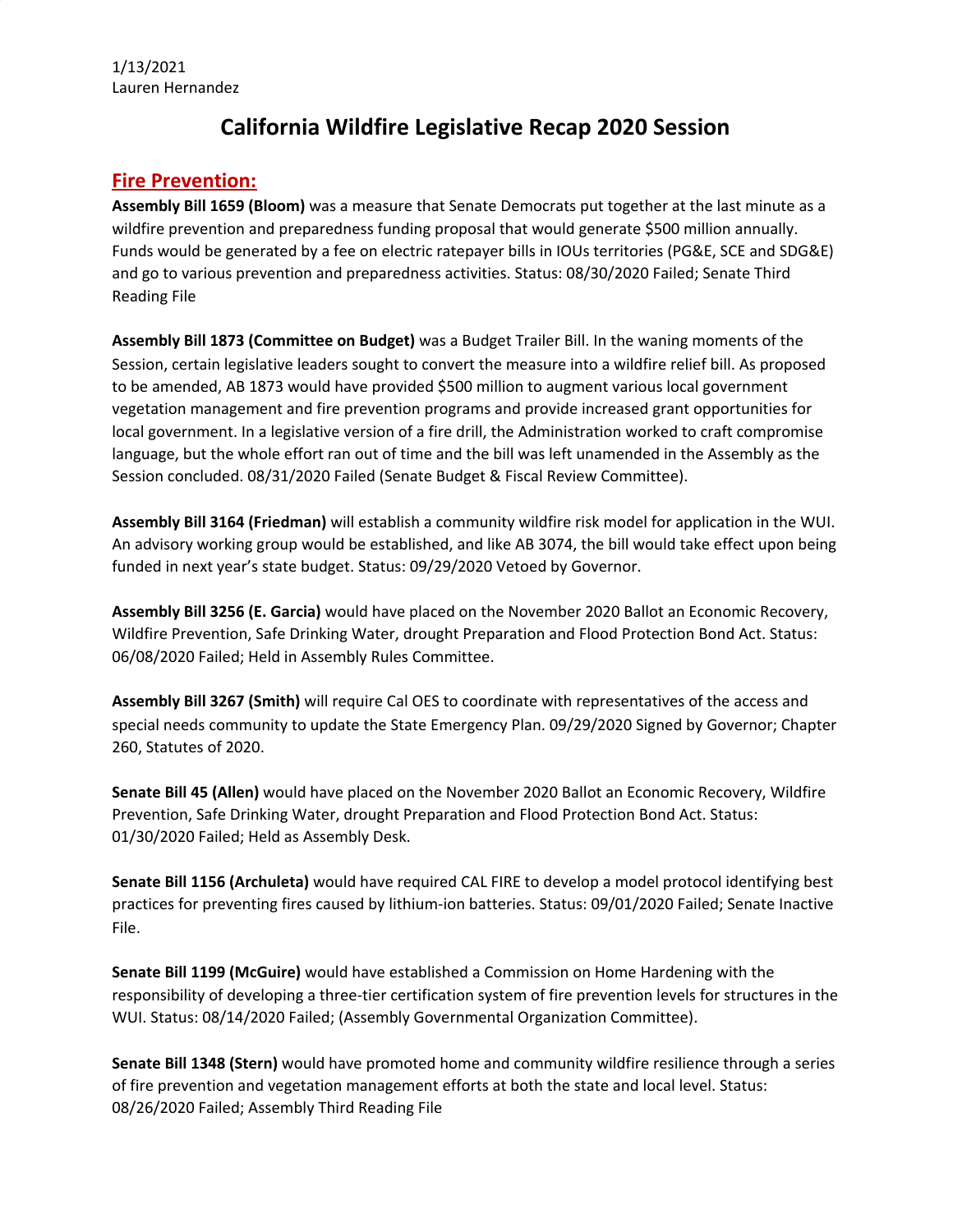1/13/2021
Lauren Hernandez

# California Wildfire Legislative Recap 2020 Session

## Fire Prevention:

**Assembly Bill 1659 (Bloom)** was a measure that Senate Democrats put together at the last minute as a wildfire prevention and preparedness funding proposal that would generate $500 million annually. Funds would be generated by a fee on electric ratepayer bills in IOUs territories (PG&E, SCE and SDG&E) and go to various prevention and preparedness activities. Status: 08/30/2020 Failed; Senate Third Reading File

**Assembly Bill 1873 (Committee on Budget)** was a Budget Trailer Bill. In the waning moments of the Session, certain legislative leaders sought to convert the measure into a wildfire relief bill. As proposed to be amended, AB 1873 would have provided $500 million to augment various local government vegetation management and fire prevention programs and provide increased grant opportunities for local government. In a legislative version of a fire drill, the Administration worked to craft compromise language, but the whole effort ran out of time and the bill was left unamended in the Assembly as the Session concluded. 08/31/2020 Failed (Senate Budget & Fiscal Review Committee).

**Assembly Bill 3164 (Friedman)** will establish a community wildfire risk model for application in the WUI. An advisory working group would be established, and like AB 3074, the bill would take effect upon being funded in next year's state budget. Status: 09/29/2020 Vetoed by Governor.

**Assembly Bill 3256 (E. Garcia)** would have placed on the November 2020 Ballot an Economic Recovery, Wildfire Prevention, Safe Drinking Water, drought Preparation and Flood Protection Bond Act. Status: 06/08/2020 Failed; Held in Assembly Rules Committee.

**Assembly Bill 3267 (Smith)** will require Cal OES to coordinate with representatives of the access and special needs community to update the State Emergency Plan. 09/29/2020 Signed by Governor; Chapter 260, Statutes of 2020.

**Senate Bill 45 (Allen)** would have placed on the November 2020 Ballot an Economic Recovery, Wildfire Prevention, Safe Drinking Water, drought Preparation and Flood Protection Bond Act. Status: 01/30/2020 Failed; Held as Assembly Desk.

**Senate Bill 1156 (Archuleta)** would have required CAL FIRE to develop a model protocol identifying best practices for preventing fires caused by lithium-ion batteries. Status: 09/01/2020 Failed; Senate Inactive File.

**Senate Bill 1199 (McGuire)** would have established a Commission on Home Hardening with the responsibility of developing a three-tier certification system of fire prevention levels for structures in the WUI. Status: 08/14/2020 Failed; (Assembly Governmental Organization Committee).

**Senate Bill 1348 (Stern)** would have promoted home and community wildfire resilience through a series of fire prevention and vegetation management efforts at both the state and local level. Status: 08/26/2020 Failed; Assembly Third Reading File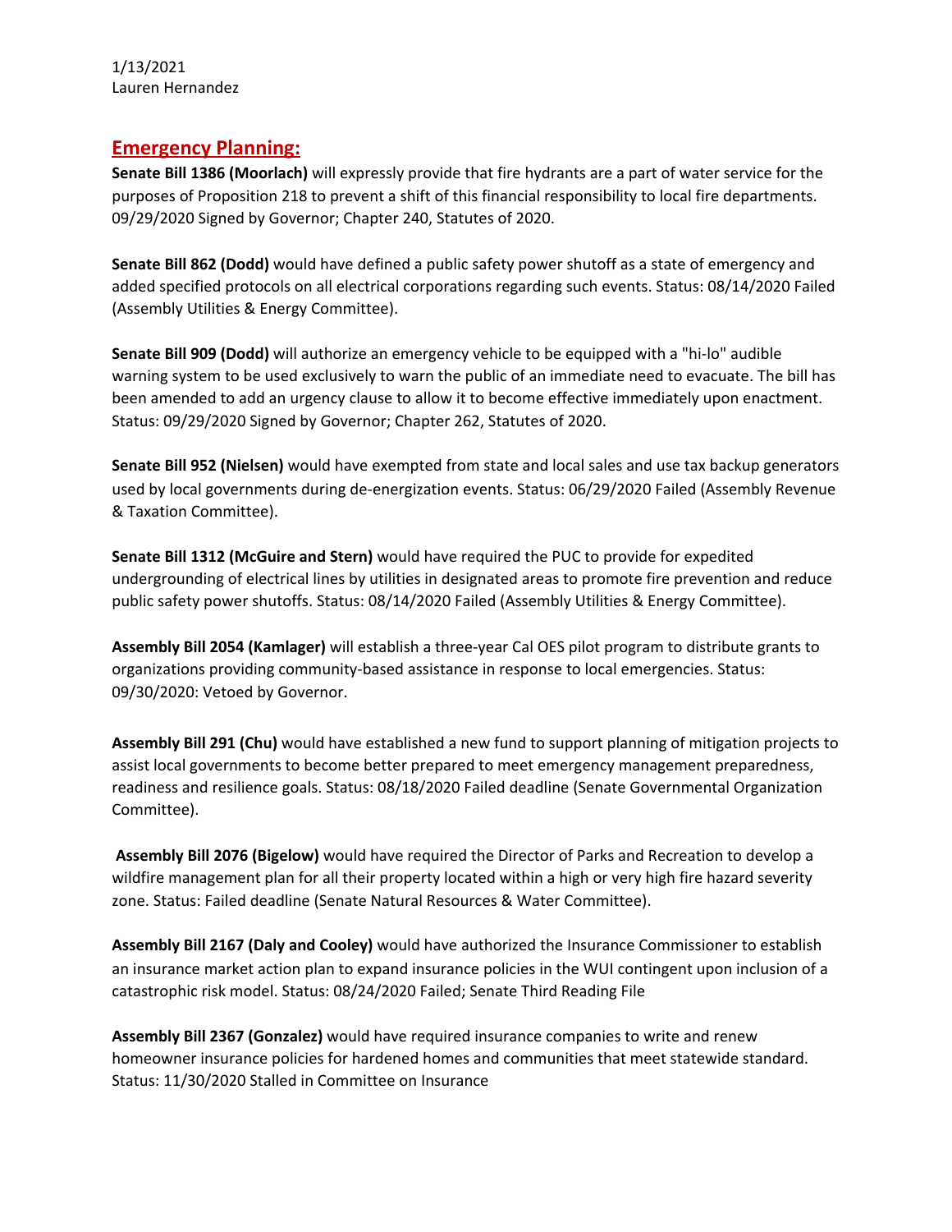1/13/2021
Lauren Hernandez

## Emergency Planning:

**Senate Bill 1386 (Moorlach)** will expressly provide that fire hydrants are a part of water service for the purposes of Proposition 218 to prevent a shift of this financial responsibility to local fire departments. 09/29/2020 Signed by Governor; Chapter 240, Statutes of 2020.

**Senate Bill 862 (Dodd)** would have defined a public safety power shutoff as a state of emergency and added specified protocols on all electrical corporations regarding such events. Status: 08/14/2020 Failed (Assembly Utilities & Energy Committee).

**Senate Bill 909 (Dodd)** will authorize an emergency vehicle to be equipped with a "hi-lo" audible warning system to be used exclusively to warn the public of an immediate need to evacuate. The bill has been amended to add an urgency clause to allow it to become effective immediately upon enactment. Status: 09/29/2020 Signed by Governor; Chapter 262, Statutes of 2020.

**Senate Bill 952 (Nielsen)** would have exempted from state and local sales and use tax backup generators used by local governments during de-energization events. Status: 06/29/2020 Failed (Assembly Revenue & Taxation Committee).

**Senate Bill 1312 (McGuire and Stern)** would have required the PUC to provide for expedited undergrounding of electrical lines by utilities in designated areas to promote fire prevention and reduce public safety power shutoffs. Status: 08/14/2020 Failed (Assembly Utilities & Energy Committee).

**Assembly Bill 2054 (Kamlager)** will establish a three-year Cal OES pilot program to distribute grants to organizations providing community-based assistance in response to local emergencies. Status: 09/30/2020: Vetoed by Governor.

**Assembly Bill 291 (Chu)** would have established a new fund to support planning of mitigation projects to assist local governments to become better prepared to meet emergency management preparedness, readiness and resilience goals. Status: 08/18/2020 Failed deadline (Senate Governmental Organization Committee).

**Assembly Bill 2076 (Bigelow)** would have required the Director of Parks and Recreation to develop a wildfire management plan for all their property located within a high or very high fire hazard severity zone. Status: Failed deadline (Senate Natural Resources & Water Committee).

**Assembly Bill 2167 (Daly and Cooley)** would have authorized the Insurance Commissioner to establish an insurance market action plan to expand insurance policies in the WUI contingent upon inclusion of a catastrophic risk model. Status: 08/24/2020 Failed; Senate Third Reading File

**Assembly Bill 2367 (Gonzalez)** would have required insurance companies to write and renew homeowner insurance policies for hardened homes and communities that meet statewide standard. Status: 11/30/2020 Stalled in Committee on Insurance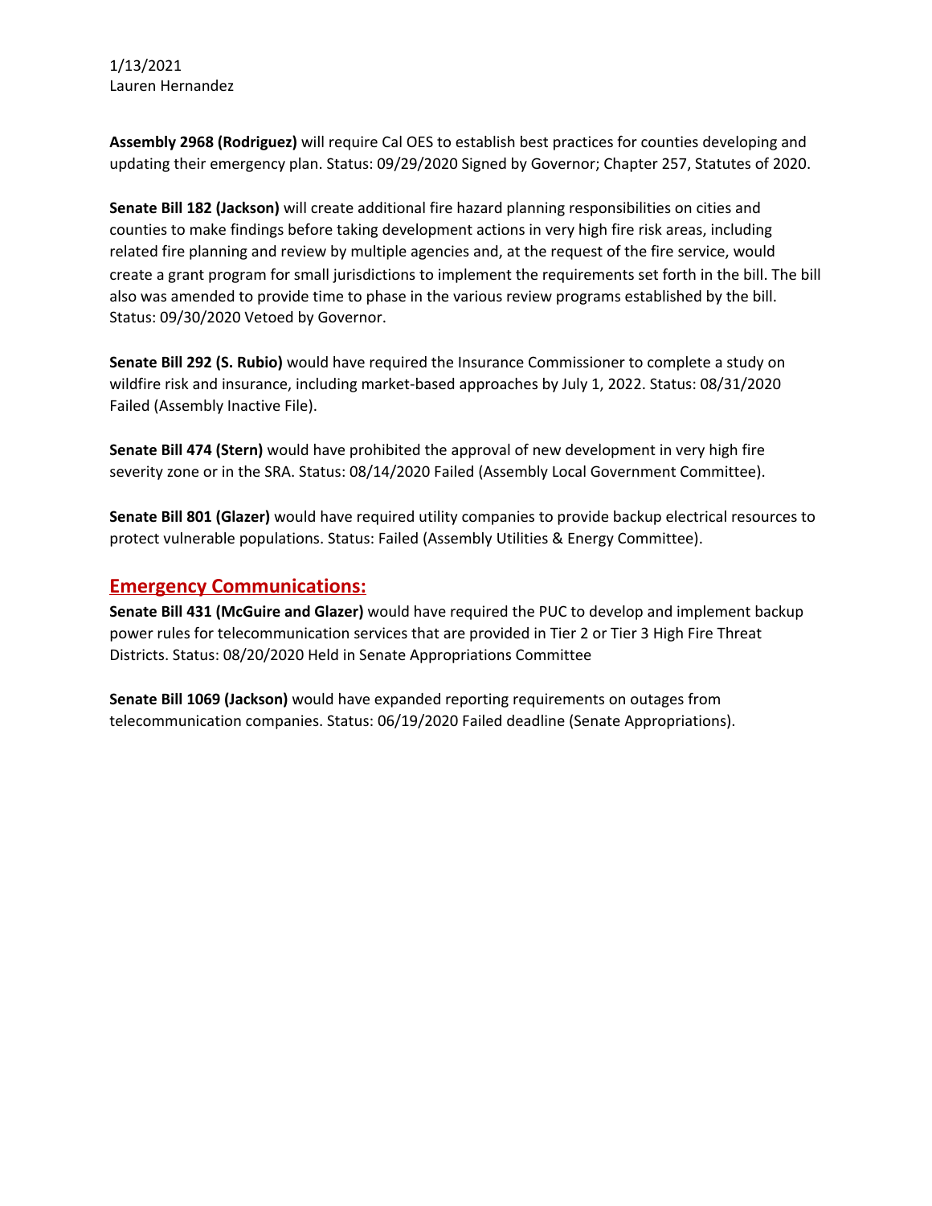1/13/2021
Lauren Hernandez

**Assembly 2968 (Rodriguez)** will require Cal OES to establish best practices for counties developing and updating their emergency plan. Status: 09/29/2020 Signed by Governor; Chapter 257, Statutes of 2020.

**Senate Bill 182 (Jackson)** will create additional fire hazard planning responsibilities on cities and counties to make findings before taking development actions in very high fire risk areas, including related fire planning and review by multiple agencies and, at the request of the fire service, would create a grant program for small jurisdictions to implement the requirements set forth in the bill. The bill also was amended to provide time to phase in the various review programs established by the bill. Status: 09/30/2020 Vetoed by Governor.

**Senate Bill 292 (S. Rubio)** would have required the Insurance Commissioner to complete a study on wildfire risk and insurance, including market-based approaches by July 1, 2022. Status: 08/31/2020 Failed (Assembly Inactive File).

**Senate Bill 474 (Stern)** would have prohibited the approval of new development in very high fire severity zone or in the SRA. Status: 08/14/2020 Failed (Assembly Local Government Committee).

**Senate Bill 801 (Glazer)** would have required utility companies to provide backup electrical resources to protect vulnerable populations. Status: Failed (Assembly Utilities & Energy Committee).

## Emergency Communications:

**Senate Bill 431 (McGuire and Glazer)** would have required the PUC to develop and implement backup power rules for telecommunication services that are provided in Tier 2 or Tier 3 High Fire Threat Districts. Status: 08/20/2020 Held in Senate Appropriations Committee

**Senate Bill 1069 (Jackson)** would have expanded reporting requirements on outages from telecommunication companies. Status: 06/19/2020 Failed deadline (Senate Appropriations).